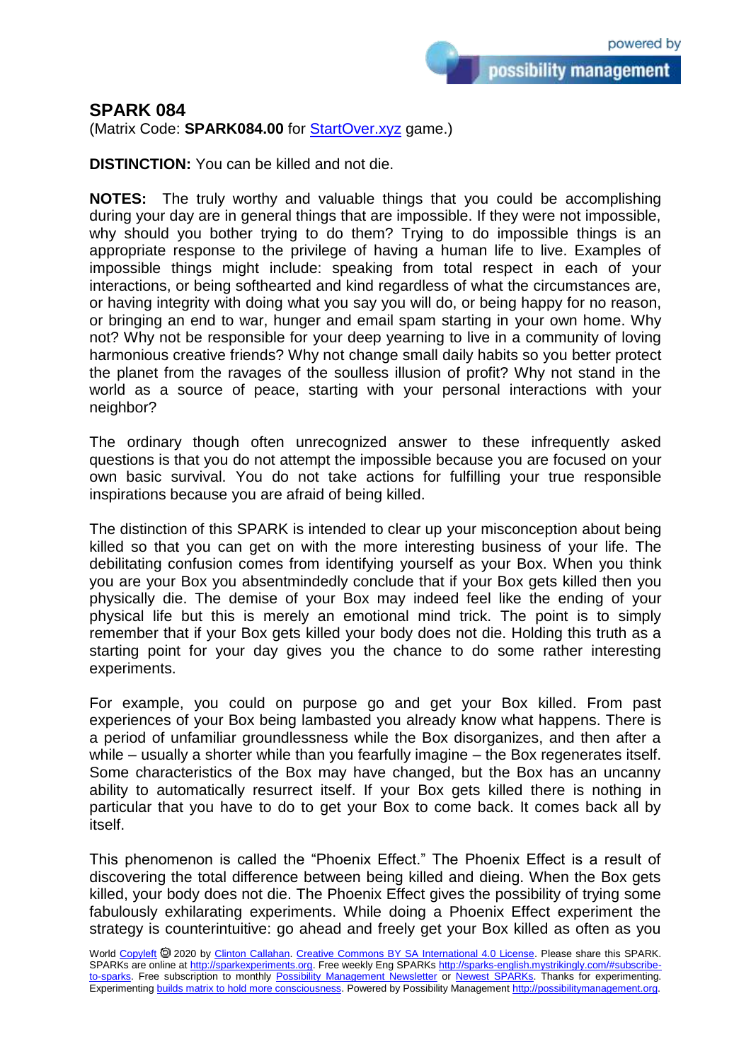## SPARK 084

(Matrix Code: **SPARK084.00** for StartOver.xyz game.)

**DISTINCTION:** You can be killed and not die.

**NOTES:** The truly worthy and valuable things that you could be accomplishing during your day are in general things that are impossible. If they were not impossible, why should you bother trying to do them? Trying to do impossible things is an appropriate response to the privilege of having a human life to live. Examples of impossible things might include: speaking from total respect in each of your interactions, or being softhearted and kind regardless of what the circumstances are, or having integrity with doing what you say you will do, or being happy for no reason, or bringing an end to war, hunger and email spam starting in your own home. Why not? Why not be responsible for your deep yearning to live in a community of loving harmonious creative friends? Why not change small daily habits so you better protect the planet from the ravages of the soulless illusion of profit? Why not stand in the world as a source of peace, starting with your personal interactions with your neighbor?

The ordinary though often unrecognized answer to these infrequently asked questions is that you do not attempt the impossible because you are focused on your own basic survival. You do not take actions for fulfilling your true responsible inspirations because you are afraid of being killed.

The distinction of this SPARK is intended to clear up your misconception about being killed so that you can get on with the more interesting business of your life. The debilitating confusion comes from identifying yourself as your Box. When you think you are your Box you absentmindedly conclude that if your Box gets killed then you physically die. The demise of your Box may indeed feel like the ending of your physical life but this is merely an emotional mind trick. The point is to simply remember that if your Box gets killed your body does not die. Holding this truth as a starting point for your day gives you the chance to do some rather interesting experiments.

For example, you could on purpose go and get your Box killed. From past experiences of your Box being lambasted you already know what happens. There is a period of unfamiliar groundlessness while the Box disorganizes, and then after a while – usually a shorter while than you fearfully imagine – the Box regenerates itself. Some characteristics of the Box may have changed, but the Box has an uncanny ability to automatically resurrect itself. If your Box gets killed there is nothing in particular that you have to do to get your Box to come back. It comes back all by itself.

This phenomenon is called the "Phoenix Effect." The Phoenix Effect is a result of discovering the total difference between being killed and dieing. When the Box gets killed, your body does not die. The Phoenix Effect gives the possibility of trying some fabulously exhilarating experiments. While doing a Phoenix Effect experiment the strategy is counterintuitive: go ahead and freely get your Box killed as often as you

World Copyleft 🄯 2020 by Clinton Callahan. Creative Commons BY SA International 4.0 License. Please share this SPARK. SPARKs are online at http://sparkexperiments.org. Free weekly Eng SPARKs http://sparks-english.mystrikingly.com/#subscribe-to-sparks. Free subscription to monthly Possibility Management Newsletter or Newest SPARKs. Thanks for experimenting. Experimenting builds matrix to hold more consciousness. Powered by Possibility Management http://possibilitymanagement.org.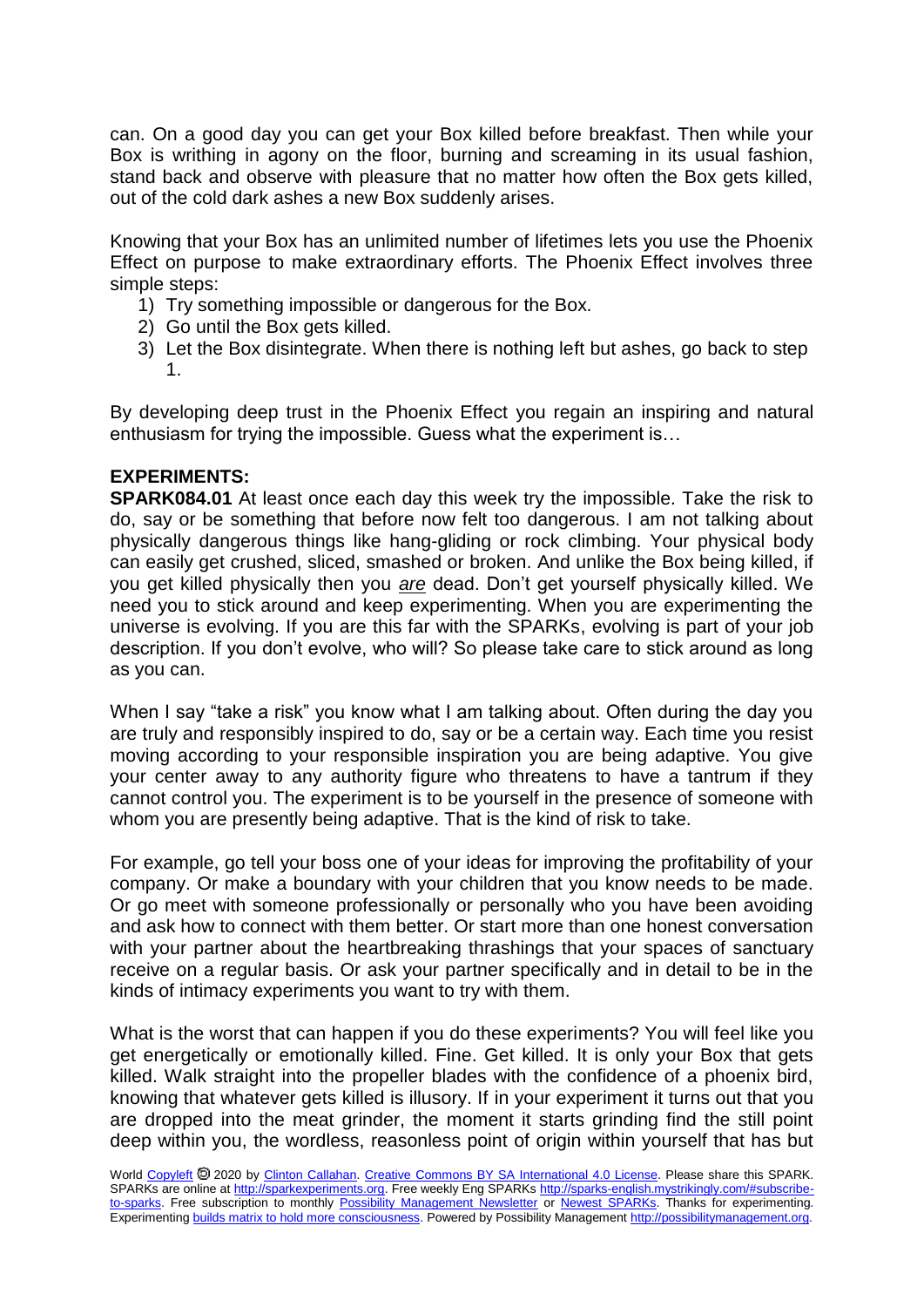can. On a good day you can get your Box killed before breakfast. Then while your Box is writhing in agony on the floor, burning and screaming in its usual fashion, stand back and observe with pleasure that no matter how often the Box gets killed, out of the cold dark ashes a new Box suddenly arises.

Knowing that your Box has an unlimited number of lifetimes lets you use the Phoenix Effect on purpose to make extraordinary efforts. The Phoenix Effect involves three simple steps:

1) Try something impossible or dangerous for the Box.
2) Go until the Box gets killed.
3) Let the Box disintegrate. When there is nothing left but ashes, go back to step 1.

By developing deep trust in the Phoenix Effect you regain an inspiring and natural enthusiasm for trying the impossible. Guess what the experiment is…

**EXPERIMENTS:**

**SPARK084.01** At least once each day this week try the impossible. Take the risk to do, say or be something that before now felt too dangerous. I am not talking about physically dangerous things like hang-gliding or rock climbing. Your physical body can easily get crushed, sliced, smashed or broken. And unlike the Box being killed, if you get killed physically then you *are* dead. Don't get yourself physically killed. We need you to stick around and keep experimenting. When you are experimenting the universe is evolving. If you are this far with the SPARKs, evolving is part of your job description. If you don't evolve, who will? So please take care to stick around as long as you can.

When I say "take a risk" you know what I am talking about. Often during the day you are truly and responsibly inspired to do, say or be a certain way. Each time you resist moving according to your responsible inspiration you are being adaptive. You give your center away to any authority figure who threatens to have a tantrum if they cannot control you. The experiment is to be yourself in the presence of someone with whom you are presently being adaptive. That is the kind of risk to take.

For example, go tell your boss one of your ideas for improving the profitability of your company. Or make a boundary with your children that you know needs to be made. Or go meet with someone professionally or personally who you have been avoiding and ask how to connect with them better. Or start more than one honest conversation with your partner about the heartbreaking thrashings that your spaces of sanctuary receive on a regular basis. Or ask your partner specifically and in detail to be in the kinds of intimacy experiments you want to try with them.

What is the worst that can happen if you do these experiments? You will feel like you get energetically or emotionally killed. Fine. Get killed. It is only your Box that gets killed. Walk straight into the propeller blades with the confidence of a phoenix bird, knowing that whatever gets killed is illusory. If in your experiment it turns out that you are dropped into the meat grinder, the moment it starts grinding find the still point deep within you, the wordless, reasonless point of origin within yourself that has but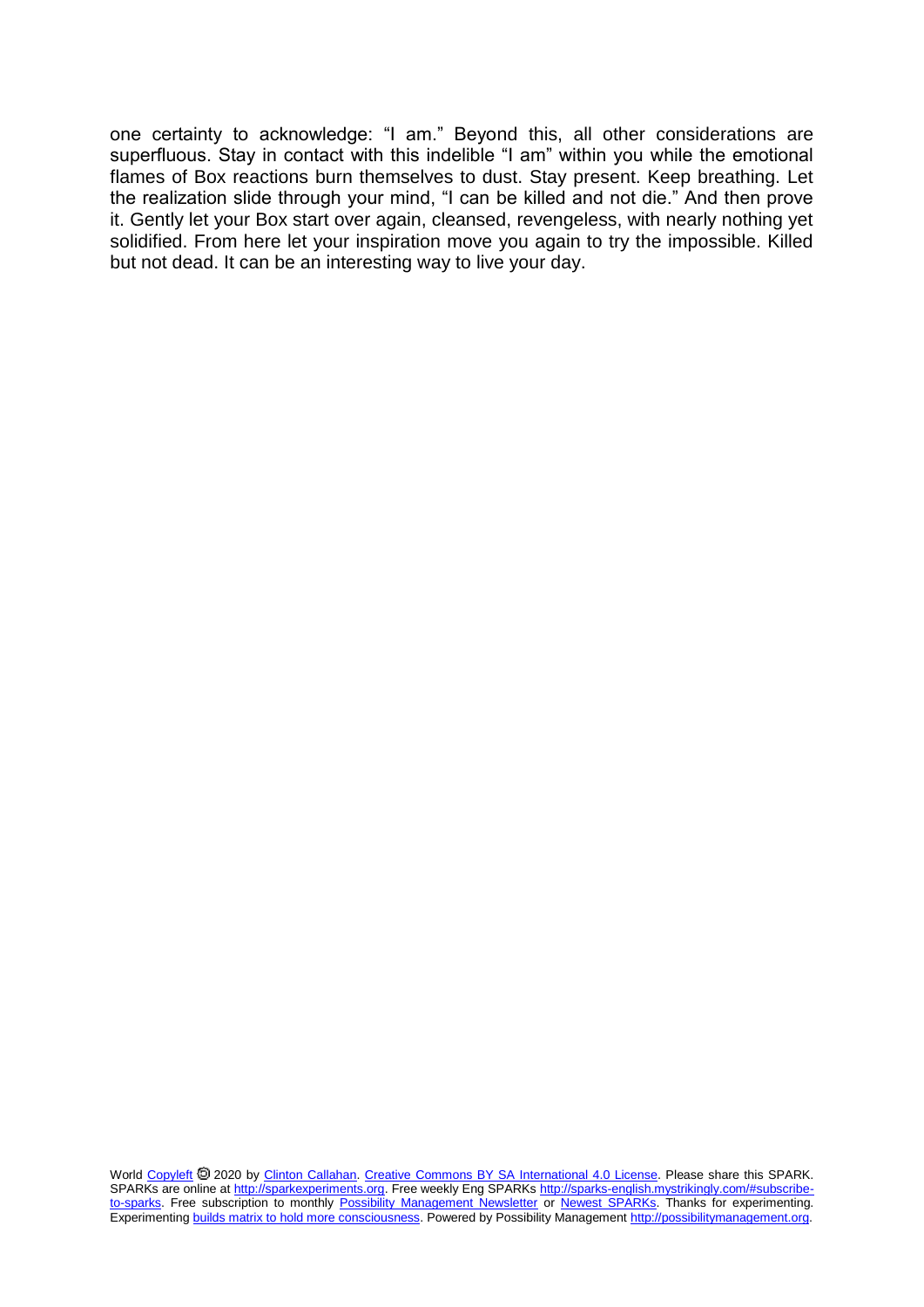one certainty to acknowledge: "I am." Beyond this, all other considerations are superfluous. Stay in contact with this indelible "I am" within you while the emotional flames of Box reactions burn themselves to dust. Stay present. Keep breathing. Let the realization slide through your mind, "I can be killed and not die." And then prove it. Gently let your Box start over again, cleansed, revengeless, with nearly nothing yet solidified. From here let your inspiration move you again to try the impossible. Killed but not dead. It can be an interesting way to live your day.

World Copyleft 🄯 2020 by Clinton Callahan. Creative Commons BY SA International 4.0 License. Please share this SPARK. SPARKs are online at http://sparkexperiments.org. Free weekly Eng SPARKs http://sparks-english.mystrikingly.com/#subscribe-to-sparks. Free subscription to monthly Possibility Management Newsletter or Newest SPARKs. Thanks for experimenting. Experimenting builds matrix to hold more consciousness. Powered by Possibility Management http://possibilitymanagement.org.